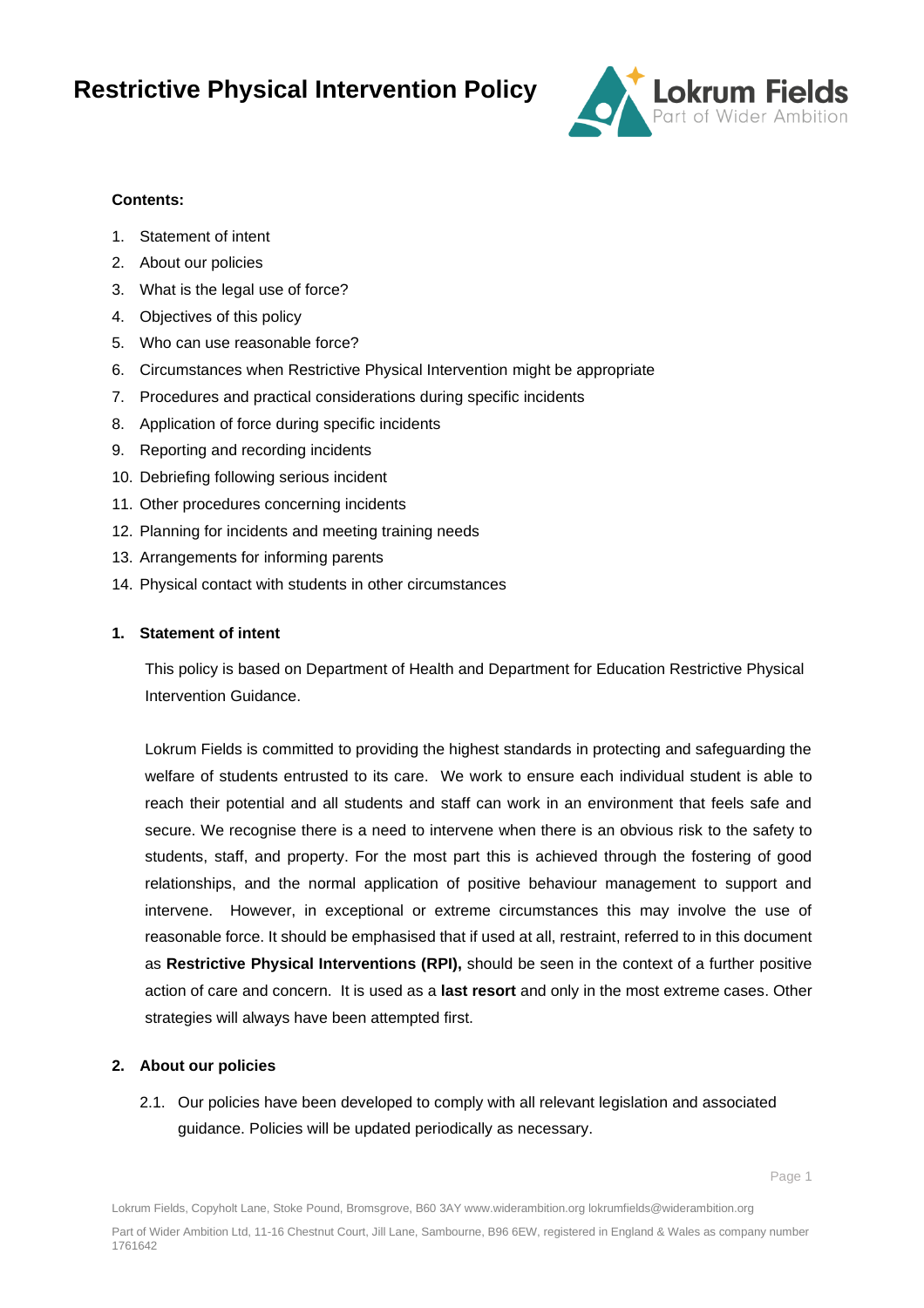# Restrictive Physical Intervention Policy

**Contents:**

1. Statement of intent
2. About our policies
3. What is the legal use of force?
4. Objectives of this policy
5. Who can use reasonable force?
6. Circumstances when Restrictive Physical Intervention might be appropriate
7. Procedures and practical considerations during specific incidents
8. Application of force during specific incidents
9. Reporting and recording incidents
10. Debriefing following serious incident
11. Other procedures concerning incidents
12. Planning for incidents and meeting training needs
13. Arrangements for informing parents
14. Physical contact with students in other circumstances

## 1. Statement of intent

This policy is based on Department of Health and Department for Education Restrictive Physical Intervention Guidance.

Lokrum Fields is committed to providing the highest standards in protecting and safeguarding the welfare of students entrusted to its care. We work to ensure each individual student is able to reach their potential and all students and staff can work in an environment that feels safe and secure. We recognise there is a need to intervene when there is an obvious risk to the safety to students, staff, and property. For the most part this is achieved through the fostering of good relationships, and the normal application of positive behaviour management to support and intervene. However, in exceptional or extreme circumstances this may involve the use of reasonable force. It should be emphasised that if used at all, restraint, referred to in this document as **Restrictive Physical Interventions (RPI),** should be seen in the context of a further positive action of care and concern. It is used as a **last resort** and only in the most extreme cases. Other strategies will always have been attempted first.

## 2. About our policies

2.1. Our policies have been developed to comply with all relevant legislation and associated guidance. Policies will be updated periodically as necessary.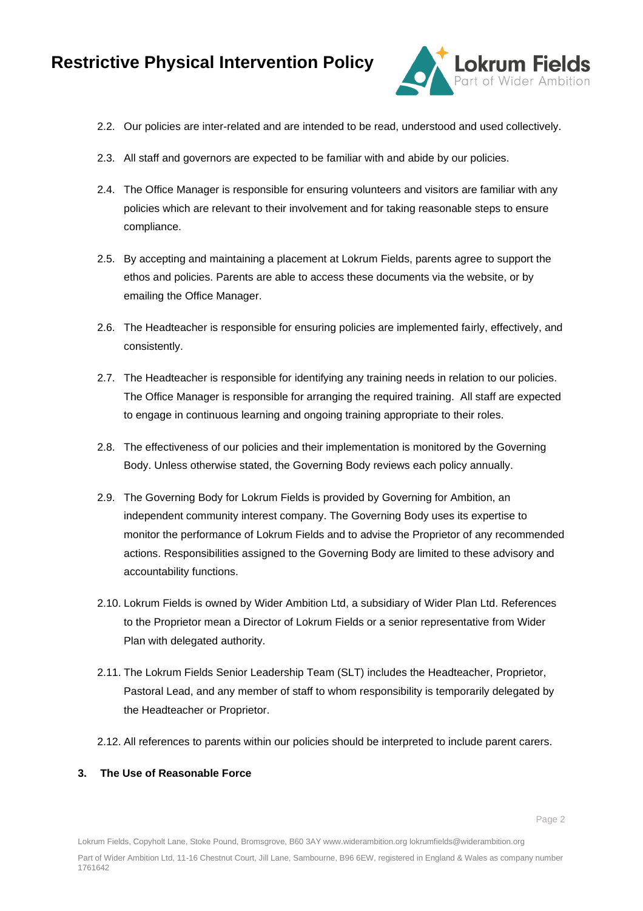2.2. Our policies are inter-related and are intended to be read, understood and used collectively.

2.3. All staff and governors are expected to be familiar with and abide by our policies.

2.4. The Office Manager is responsible for ensuring volunteers and visitors are familiar with any policies which are relevant to their involvement and for taking reasonable steps to ensure compliance.

2.5. By accepting and maintaining a placement at Lokrum Fields, parents agree to support the ethos and policies. Parents are able to access these documents via the website, or by emailing the Office Manager.

2.6. The Headteacher is responsible for ensuring policies are implemented fairly, effectively, and consistently.

2.7. The Headteacher is responsible for identifying any training needs in relation to our policies. The Office Manager is responsible for arranging the required training. All staff are expected to engage in continuous learning and ongoing training appropriate to their roles.

2.8. The effectiveness of our policies and their implementation is monitored by the Governing Body. Unless otherwise stated, the Governing Body reviews each policy annually.

2.9. The Governing Body for Lokrum Fields is provided by Governing for Ambition, an independent community interest company. The Governing Body uses its expertise to monitor the performance of Lokrum Fields and to advise the Proprietor of any recommended actions. Responsibilities assigned to the Governing Body are limited to these advisory and accountability functions.

2.10. Lokrum Fields is owned by Wider Ambition Ltd, a subsidiary of Wider Plan Ltd. References to the Proprietor mean a Director of Lokrum Fields or a senior representative from Wider Plan with delegated authority.

2.11. The Lokrum Fields Senior Leadership Team (SLT) includes the Headteacher, Proprietor, Pastoral Lead, and any member of staff to whom responsibility is temporarily delegated by the Headteacher or Proprietor.

2.12. All references to parents within our policies should be interpreted to include parent carers.

## 3. The Use of Reasonable Force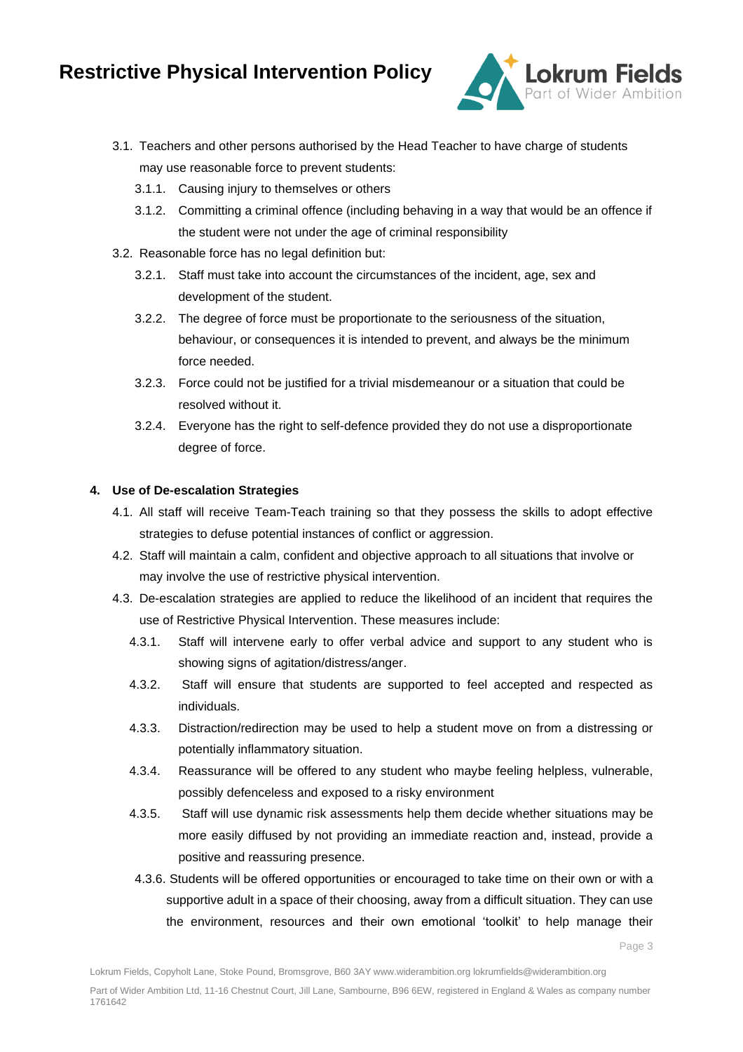3.1. Teachers and other persons authorised by the Head Teacher to have charge of students may use reasonable force to prevent students:

   3.1.1. Causing injury to themselves or others

   3.1.2. Committing a criminal offence (including behaving in a way that would be an offence if the student were not under the age of criminal responsibility

3.2. Reasonable force has no legal definition but:

   3.2.1. Staff must take into account the circumstances of the incident, age, sex and development of the student.

   3.2.2. The degree of force must be proportionate to the seriousness of the situation, behaviour, or consequences it is intended to prevent, and always be the minimum force needed.

   3.2.3. Force could not be justified for a trivial misdemeanour or a situation that could be resolved without it.

   3.2.4. Everyone has the right to self-defence provided they do not use a disproportionate degree of force.

## 4. Use of De-escalation Strategies

4.1. All staff will receive Team-Teach training so that they possess the skills to adopt effective strategies to defuse potential instances of conflict or aggression.

4.2. Staff will maintain a calm, confident and objective approach to all situations that involve or may involve the use of restrictive physical intervention.

4.3. De-escalation strategies are applied to reduce the likelihood of an incident that requires the use of Restrictive Physical Intervention. These measures include:

   4.3.1. Staff will intervene early to offer verbal advice and support to any student who is showing signs of agitation/distress/anger.

   4.3.2. Staff will ensure that students are supported to feel accepted and respected as individuals.

   4.3.3. Distraction/redirection may be used to help a student move on from a distressing or potentially inflammatory situation.

   4.3.4. Reassurance will be offered to any student who maybe feeling helpless, vulnerable, possibly defenceless and exposed to a risky environment

   4.3.5. Staff will use dynamic risk assessments help them decide whether situations may be more easily diffused by not providing an immediate reaction and, instead, provide a positive and reassuring presence.

   4.3.6. Students will be offered opportunities or encouraged to take time on their own or with a supportive adult in a space of their choosing, away from a difficult situation. They can use the environment, resources and their own emotional 'toolkit' to help manage their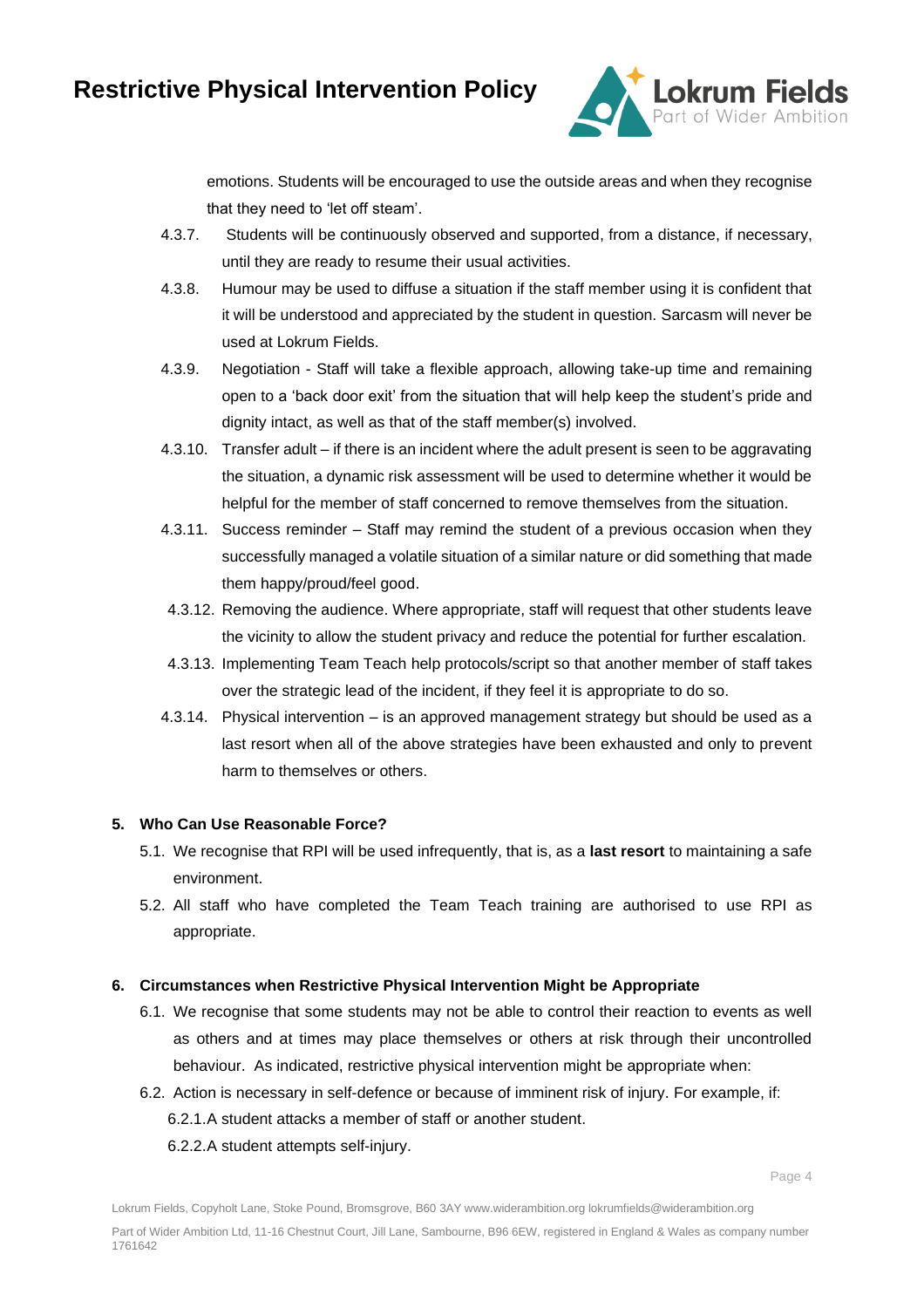emotions. Students will be encouraged to use the outside areas and when they recognise that they need to 'let off steam'.

4.3.7. Students will be continuously observed and supported, from a distance, if necessary, until they are ready to resume their usual activities.

4.3.8. Humour may be used to diffuse a situation if the staff member using it is confident that it will be understood and appreciated by the student in question. Sarcasm will never be used at Lokrum Fields.

4.3.9. Negotiation - Staff will take a flexible approach, allowing take-up time and remaining open to a 'back door exit' from the situation that will help keep the student's pride and dignity intact, as well as that of the staff member(s) involved.

4.3.10. Transfer adult – if there is an incident where the adult present is seen to be aggravating the situation, a dynamic risk assessment will be used to determine whether it would be helpful for the member of staff concerned to remove themselves from the situation.

4.3.11. Success reminder – Staff may remind the student of a previous occasion when they successfully managed a volatile situation of a similar nature or did something that made them happy/proud/feel good.

4.3.12. Removing the audience. Where appropriate, staff will request that other students leave the vicinity to allow the student privacy and reduce the potential for further escalation.

4.3.13. Implementing Team Teach help protocols/script so that another member of staff takes over the strategic lead of the incident, if they feel it is appropriate to do so.

4.3.14. Physical intervention – is an approved management strategy but should be used as a last resort when all of the above strategies have been exhausted and only to prevent harm to themselves or others.

## 5. Who Can Use Reasonable Force?

5.1. We recognise that RPI will be used infrequently, that is, as a **last resort** to maintaining a safe environment.

5.2. All staff who have completed the Team Teach training are authorised to use RPI as appropriate.

## 6. Circumstances when Restrictive Physical Intervention Might be Appropriate

6.1. We recognise that some students may not be able to control their reaction to events as well as others and at times may place themselves or others at risk through their uncontrolled behaviour. As indicated, restrictive physical intervention might be appropriate when:

6.2. Action is necessary in self-defence or because of imminent risk of injury. For example, if:

6.2.1. A student attacks a member of staff or another student.

6.2.2. A student attempts self-injury.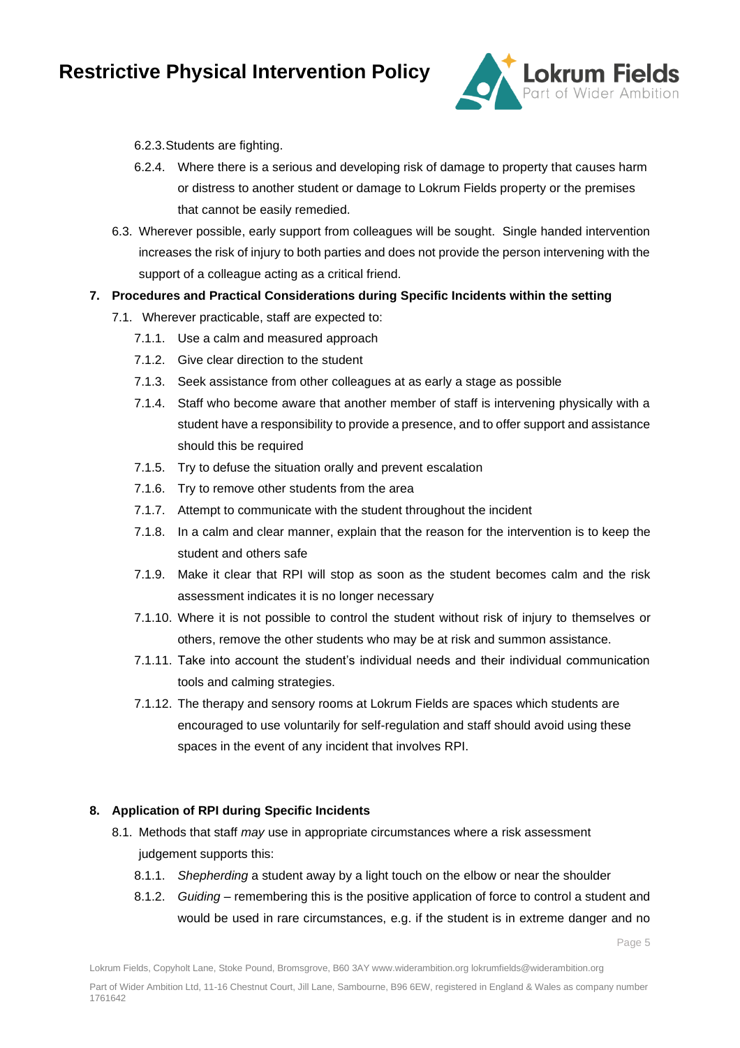6.2.3. Students are fighting.

6.2.4. Where there is a serious and developing risk of damage to property that causes harm or distress to another student or damage to Lokrum Fields property or the premises that cannot be easily remedied.

6.3. Wherever possible, early support from colleagues will be sought. Single handed intervention increases the risk of injury to both parties and does not provide the person intervening with the support of a colleague acting as a critical friend.

## 7. Procedures and Practical Considerations during Specific Incidents within the setting

7.1. Wherever practicable, staff are expected to:

7.1.1. Use a calm and measured approach

7.1.2. Give clear direction to the student

7.1.3. Seek assistance from other colleagues at as early a stage as possible

7.1.4. Staff who become aware that another member of staff is intervening physically with a student have a responsibility to provide a presence, and to offer support and assistance should this be required

7.1.5. Try to defuse the situation orally and prevent escalation

7.1.6. Try to remove other students from the area

7.1.7. Attempt to communicate with the student throughout the incident

7.1.8. In a calm and clear manner, explain that the reason for the intervention is to keep the student and others safe

7.1.9. Make it clear that RPI will stop as soon as the student becomes calm and the risk assessment indicates it is no longer necessary

7.1.10. Where it is not possible to control the student without risk of injury to themselves or others, remove the other students who may be at risk and summon assistance.

7.1.11. Take into account the student's individual needs and their individual communication tools and calming strategies.

7.1.12. The therapy and sensory rooms at Lokrum Fields are spaces which students are encouraged to use voluntarily for self-regulation and staff should avoid using these spaces in the event of any incident that involves RPI.

## 8. Application of RPI during Specific Incidents

8.1. Methods that staff *may* use in appropriate circumstances where a risk assessment judgement supports this:

8.1.1. *Shepherding* a student away by a light touch on the elbow or near the shoulder

8.1.2. *Guiding* – remembering this is the positive application of force to control a student and would be used in rare circumstances, e.g. if the student is in extreme danger and no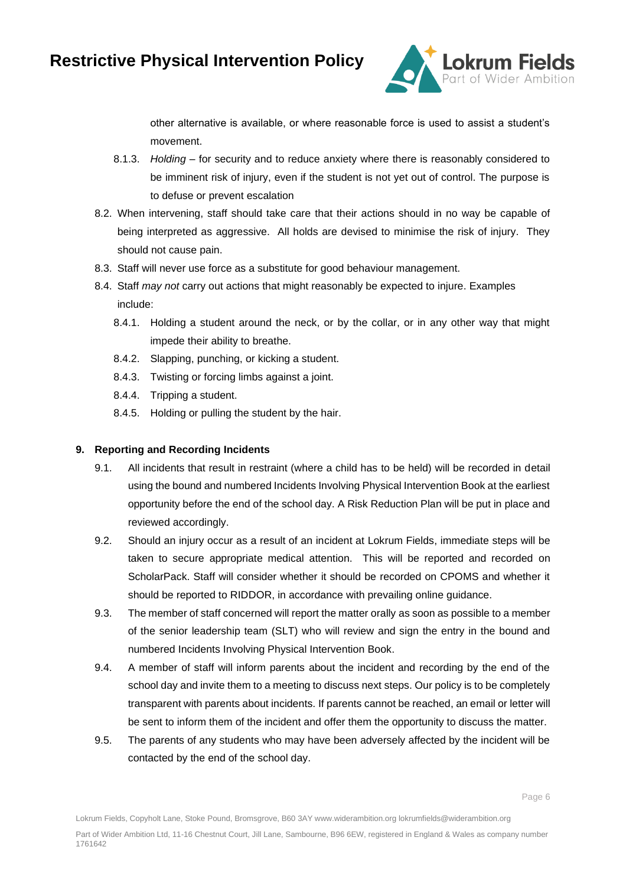other alternative is available, or where reasonable force is used to assist a student's movement.

8.1.3. *Holding* – for security and to reduce anxiety where there is reasonably considered to be imminent risk of injury, even if the student is not yet out of control. The purpose is to defuse or prevent escalation

8.2. When intervening, staff should take care that their actions should in no way be capable of being interpreted as aggressive. All holds are devised to minimise the risk of injury. They should not cause pain.

8.3. Staff will never use force as a substitute for good behaviour management.

8.4. Staff *may not* carry out actions that might reasonably be expected to injure. Examples include:

8.4.1. Holding a student around the neck, or by the collar, or in any other way that might impede their ability to breathe.

8.4.2. Slapping, punching, or kicking a student.

8.4.3. Twisting or forcing limbs against a joint.

8.4.4. Tripping a student.

8.4.5. Holding or pulling the student by the hair.

**9. Reporting and Recording Incidents**

9.1. All incidents that result in restraint (where a child has to be held) will be recorded in detail using the bound and numbered Incidents Involving Physical Intervention Book at the earliest opportunity before the end of the school day. A Risk Reduction Plan will be put in place and reviewed accordingly.

9.2. Should an injury occur as a result of an incident at Lokrum Fields, immediate steps will be taken to secure appropriate medical attention. This will be reported and recorded on ScholarPack. Staff will consider whether it should be recorded on CPOMS and whether it should be reported to RIDDOR, in accordance with prevailing online guidance.

9.3. The member of staff concerned will report the matter orally as soon as possible to a member of the senior leadership team (SLT) who will review and sign the entry in the bound and numbered Incidents Involving Physical Intervention Book.

9.4. A member of staff will inform parents about the incident and recording by the end of the school day and invite them to a meeting to discuss next steps. Our policy is to be completely transparent with parents about incidents. If parents cannot be reached, an email or letter will be sent to inform them of the incident and offer them the opportunity to discuss the matter.

9.5. The parents of any students who may have been adversely affected by the incident will be contacted by the end of the school day.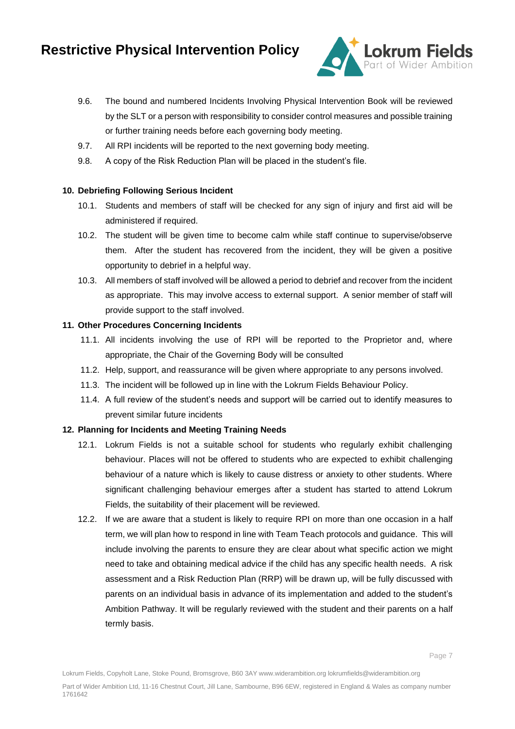9.6. The bound and numbered Incidents Involving Physical Intervention Book will be reviewed by the SLT or a person with responsibility to consider control measures and possible training or further training needs before each governing body meeting.

9.7. All RPI incidents will be reported to the next governing body meeting.

9.8. A copy of the Risk Reduction Plan will be placed in the student's file.

## 10. Debriefing Following Serious Incident

10.1. Students and members of staff will be checked for any sign of injury and first aid will be administered if required.

10.2. The student will be given time to become calm while staff continue to supervise/observe them. After the student has recovered from the incident, they will be given a positive opportunity to debrief in a helpful way.

10.3. All members of staff involved will be allowed a period to debrief and recover from the incident as appropriate. This may involve access to external support. A senior member of staff will provide support to the staff involved.

## 11. Other Procedures Concerning Incidents

11.1. All incidents involving the use of RPI will be reported to the Proprietor and, where appropriate, the Chair of the Governing Body will be consulted

11.2. Help, support, and reassurance will be given where appropriate to any persons involved.

11.3. The incident will be followed up in line with the Lokrum Fields Behaviour Policy.

11.4. A full review of the student's needs and support will be carried out to identify measures to prevent similar future incidents

## 12. Planning for Incidents and Meeting Training Needs

12.1. Lokrum Fields is not a suitable school for students who regularly exhibit challenging behaviour. Places will not be offered to students who are expected to exhibit challenging behaviour of a nature which is likely to cause distress or anxiety to other students. Where significant challenging behaviour emerges after a student has started to attend Lokrum Fields, the suitability of their placement will be reviewed.

12.2. If we are aware that a student is likely to require RPI on more than one occasion in a half term, we will plan how to respond in line with Team Teach protocols and guidance. This will include involving the parents to ensure they are clear about what specific action we might need to take and obtaining medical advice if the child has any specific health needs. A risk assessment and a Risk Reduction Plan (RRP) will be drawn up, will be fully discussed with parents on an individual basis in advance of its implementation and added to the student's Ambition Pathway. It will be regularly reviewed with the student and their parents on a half termly basis.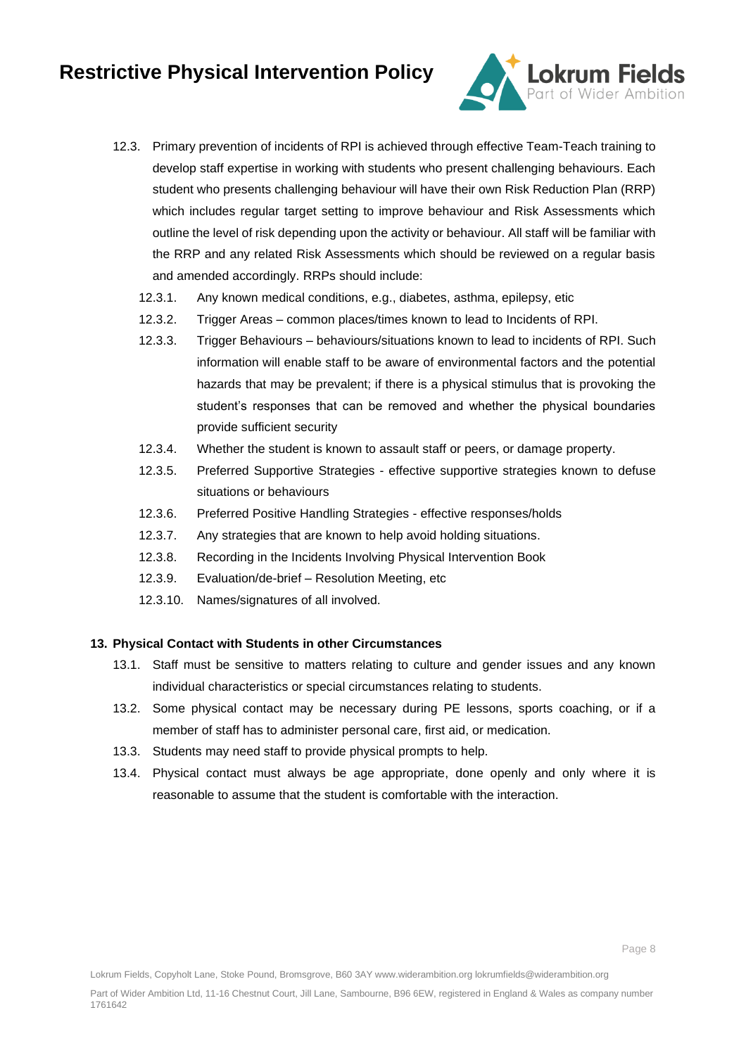12.3. Primary prevention of incidents of RPI is achieved through effective Team-Teach training to develop staff expertise in working with students who present challenging behaviours. Each student who presents challenging behaviour will have their own Risk Reduction Plan (RRP) which includes regular target setting to improve behaviour and Risk Assessments which outline the level of risk depending upon the activity or behaviour. All staff will be familiar with the RRP and any related Risk Assessments which should be reviewed on a regular basis and amended accordingly. RRPs should include:

- 12.3.1. Any known medical conditions, e.g., diabetes, asthma, epilepsy, etic
- 12.3.2. Trigger Areas – common places/times known to lead to Incidents of RPI.
- 12.3.3. Trigger Behaviours – behaviours/situations known to lead to incidents of RPI. Such information will enable staff to be aware of environmental factors and the potential hazards that may be prevalent; if there is a physical stimulus that is provoking the student's responses that can be removed and whether the physical boundaries provide sufficient security
- 12.3.4. Whether the student is known to assault staff or peers, or damage property.
- 12.3.5. Preferred Supportive Strategies - effective supportive strategies known to defuse situations or behaviours
- 12.3.6. Preferred Positive Handling Strategies - effective responses/holds
- 12.3.7. Any strategies that are known to help avoid holding situations.
- 12.3.8. Recording in the Incidents Involving Physical Intervention Book
- 12.3.9. Evaluation/de-brief – Resolution Meeting, etc
- 12.3.10. Names/signatures of all involved.

## 13. Physical Contact with Students in other Circumstances

13.1. Staff must be sensitive to matters relating to culture and gender issues and any known individual characteristics or special circumstances relating to students.

13.2. Some physical contact may be necessary during PE lessons, sports coaching, or if a member of staff has to administer personal care, first aid, or medication.

13.3. Students may need staff to provide physical prompts to help.

13.4. Physical contact must always be age appropriate, done openly and only where it is reasonable to assume that the student is comfortable with the interaction.